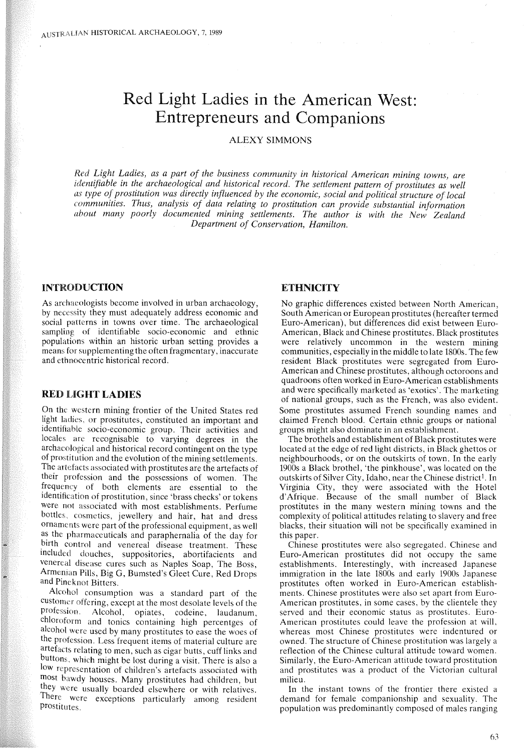# Red Light Ladies in the American West: Entrepreneurs and Companions

ALEXY SIMMONS

*Red Light Ladies, as a part of the business community in historical American mining towns, are identifiable in the archaeological and historical record. The settlement pattern of prostitutes as well as type of prostitution was directly influenced by the economic, social and political structure of local communities. Thus, analysis of data relating to prostitution can provide substantial information about many poorly documented mining settlements. The author is with the New Zealand Department of Conservation, Hamilton.*

## INTRODUCTION

As archaeologists become involved in urban archaeology, by necessity they must adequately address economic and social patterns in towns over time. The archaeological sampling of identifiable socio-economic and ethnic populations within an historic urban setting provides a means for supplementing the often fragmentary, inaccurate and ethnocentric historical record.

## RED LIGHT LADIES

On the western mining frontier of the United States red light ladies, or prostitutes, constituted an important and identifiable socio-economic group. Their activities and locales are recognisable to varying degrees in the archaeological and historical record contingent on the type of prostitution and the evolution of the mining settlements. The artefacts associated with prostitutes are the artefacts of their profession and the possessions of women. The frequency of both elements are essential to the identification of prostitution, since 'brass checks' or tokens were not associated with most establishments. Perfume bottles, cosmetics, jewellery and hair, hat and dress ornaments were part of the professional equipment, as well as the pharmaceuticals and paraphernalia of the day for birth control and venereal disease treatment. These included douches, suppositories, abortifacients and venereal disease cures such as Naples Soap, The Boss, Armenian Pills, Big G, Bumsted's Gleet Cure, Red Drops and Pineknot Bitters.

Alcohol consumption was a standard part of the customer offering, except at the most desolate levels of the profession. Alcohol, opiates, codeine, laudanum, chloroform and tonics containing high percentges of alcohol were used by many prostitutes to ease the woes of the profession. Less frequent items of material culture are artefacts relating to men, such as cigar butts, cuff links and buttons, which might be lost during a visit. There is also a low representation of children's artefacts associated with most bawdy houses. Many prostitutes had children, but they were usually boarded elsewhere or with relatives. There were exceptions particularly among resident prostitutes.

## ETHNICITY

No graphic differences existed between North American, South American or European prostitutes (hereafter termed Euro-American), but differences did exist between Euro-American, Black and Chinese prostitutes. Black prostitutes were relatively uncommon in the western mining communities, especially in the middle to late 1800s. The few resident Black prostitutes were segregated from Euro-American and Chinese prostitutes, although octoroons and quadroons often worked in Euro-American establishments and were specifically marketed as 'exotics'. The marketing of national groups, such as the French, was also evident. Some prostitutes assumed French sounding names and claimed French blood. Certain ethnic groups or national groups might also dominate in an establishment.

The brothels and establishment of Black prostitutes were located at the edge of red light districts, in Black ghettos or neighbourhoods, or on the outskirts of town. In the early 1900s a Black brothel, 'the pinkhouse', was located on the outskirts of Silver City, Idaho, near the Chinese district[1]. In Virginia City, they were associated with the Hotel d'Afrique. Because of the small number of Black prostitutes in the many western mining towns and the complexity of political attitudes relating to slavery and free blacks, their situation will not be specifically examined in this paper.

Chinese prostitutes were also segregated. Chinese and Euro-American prostitutes did not occupy the same establishments. Interestingly, with increased Japanese immigration in the late 1800s and early 1900s Japanese prostitutes often worked in Euro-American establishments. Chinese prostitutes were also set apart from Euro-American prostitutes, in some cases, by the clientele they served and their economic status as prostitutes. Euro-American prostitutes could leave the profession at will, whereas most Chinese prostitutes were indentured or owned. The structure of Chinese prostitution was largely a reflection of the Chinese cultural attitude toward women. Similarly, the Euro-American attitude toward prostitution and prostitutes was a product of the Victorian cultural milieu.

In the instant towns of the frontier there existed a demand for female companionship and sexuality. The population was predominantly composed of males ranging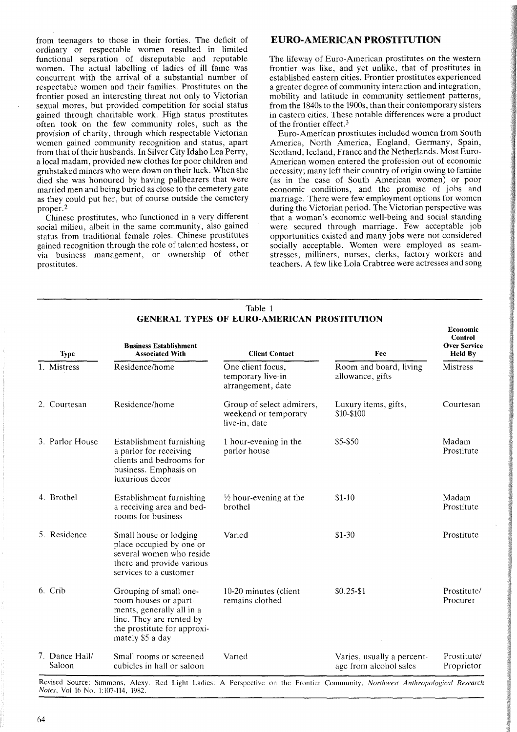from teenagers to those in their forties. The deficit of ordinary or respectable women resulted in limited functional separation of disreputable and reputable women. The actual labelling of ladies of ill fame was concurrent with the arrival of a substantial number of respectable women and their families. Prostitutes on the frontier posed an interesting threat not only to Victorian sexual mores, but provided competition for social status gained through charitable work. High status prostitutes often took on the few community roles, such as the provision of charity, through which respectable Victorian women gained community recognition and status, apart from that of their husbands. In Silver City Idaho Lea Perry, a local madam, provided new clothes for poor children and grubstaked miners who were down on their luck. When she died she was honoured by having pallbearers that were married men and being buried as close to the cemetery gate as they could put her, but of course outside the cemetery proper.[2]

Chinese prostitutes, who functioned in a very different social milieu, albeit in the same community, also gained status from traditional female roles. Chinese prostitutes gained recognition through the role of talented hostess, or via business management, or ownership of other prostitutes.

## EURO-AMERICAN PROSTITUTION

The lifeway of Euro-American prostitutes on the western frontier was like, and yet unlike, that of prostitutes in established eastern cities. Frontier prostitutes experienced a greater degree of community interaction and integration, mobility and latitude in community settlement patterns, from the 1840s to the 1900s, than their contemporary sisters in eastern cities. These notable differences were a product of the frontier effect.[3]

Euro-American prostitutes included women from South America, North America, England, Germany, Spain, Scotland, Iceland, France and the Netherlands. Most Euro-American women entered the profession out of economic necessity; many left their country of origin owing to famine (as in the case of South American women) or poor economic conditions, and the promise of jobs and marriage. There were few employment options for women during the Victorian period. The Victorian perspective was that a woman's economic well-being and social standing were secured through marriage. Few acceptable job opportunities existed and many jobs were not considered socially acceptable. Women were employed as seamstresses, milliners, nurses, clerks, factory workers and teachers. A few like Lola Crabtree were actresses and song

Table 1
**GENERAL TYPES OF EURO-AMERICAN PROSTITUTION**

| Type | Business Establishment Associated With | Client Contact | Fee | Economic Control Over Service Held By |
|---|---|---|---|---|
| 1. Mistress | Residence/home | One client focus, temporary live-in arrangement, date | Room and board, living allowance, gifts | Mistress |
| 2. Courtesan | Residence/home | Group of select admirers, weekend or temporary live-in, date | Luxury items, gifts, $10-$100 | Courtesan |
| 3. Parlor House | Establishment furnishing a parlor for receiving clients and bedrooms for business. Emphasis on luxurious decor | 1 hour-evening in the parlor house | $5-$50 | Madam Prostitute |
| 4. Brothel | Establishment furnishing a receiving area and bedrooms for business | ½ hour-evening at the brothel | $1-10 | Madam Prostitute |
| 5. Residence | Small house or lodging place occupied by one or several women who reside there and provide various services to a customer | Varied | $1-30 | Prostitute |
| 6. Crib | Grouping of small one-room houses or apartments, generally all in a line. They are rented by the prostitute for approximately $5 a day | 10-20 minutes (client remains clothed | $0.25-$1 | Prostitute/ Procurer |
| 7. Dance Hall/ Saloon | Small rooms or screened cubicles in hall or saloon | Varied | Varies, usually a percentage from alcohol sales | Prostitute/ Proprietor |

Revised Source: Simmons, Alexy. Red Light Ladies: A Perspective on the Frontier Community. *Northwest Anthropological Research Notes*, Vol 16 No. 1:107-114, 1982.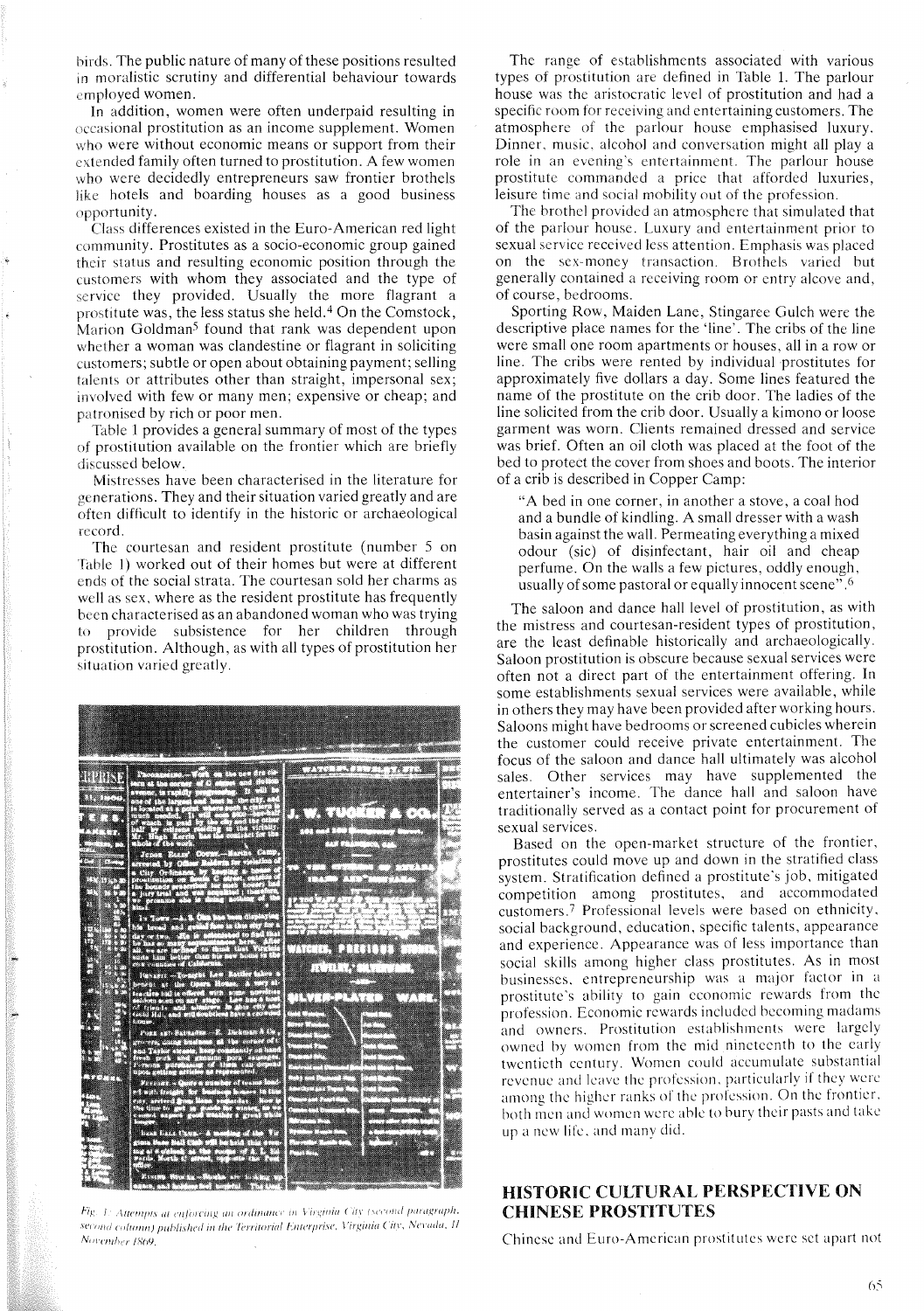birds. The public nature of many of these positions resulted in moralistic scrutiny and differential behaviour towards employed women.

In addition, women were often underpaid resulting in occasional prostitution as an income supplement. Women who were without economic means or support from their extended family often turned to prostitution. A few women who were decidedly entrepreneurs saw frontier brothels like hotels and boarding houses as a good business opportunity.

Class differences existed in the Euro-American red light community. Prostitutes as a socio-economic group gained their status and resulting economic position through the customers with whom they associated and the type of service they provided. Usually the more flagrant a prostitute was, the less status she held.[4] On the Comstock, Marion Goldman[5] found that rank was dependent upon whether a woman was clandestine or flagrant in soliciting customers; subtle or open about obtaining payment; selling talents or attributes other than straight, impersonal sex; involved with few or many men; expensive or cheap; and patronised by rich or poor men.

Table 1 provides a general summary of most of the types of prostitution available on the frontier which are briefly discussed below.

Mistresses have been characterised in the literature for generations. They and their situation varied greatly and are often difficult to identify in the historic or archaeological record.

The courtesan and resident prostitute (number 5 on Table 1) worked out of their homes but were at different ends of the social strata. The courtesan sold her charms as well as sex, where as the resident prostitute has frequently been characterised as an abandoned woman who was trying to provide subsistence for her children through prostitution. Although, as with all types of prostitution her situation varied greatly.

*Fig. 1: Attempts at enforcing an ordinance in Virginia City (second paragraph, second column) published in the Territorial Enterprise, Virginia City, Nevada, 11 November 1869.*

The range of establishments associated with various types of prostitution are defined in Table 1. The parlour house was the aristocratic level of prostitution and had a specific room for receiving and entertaining customers. The atmosphere of the parlour house emphasised luxury. Dinner, music, alcohol and conversation might all play a role in an evening's entertainment. The parlour house prostitute commanded a price that afforded luxuries, leisure time and social mobility out of the profession.

The brothel provided an atmosphere that simulated that of the parlour house. Luxury and entertainment prior to sexual service received less attention. Emphasis was placed on the sex-money transaction. Brothels varied but generally contained a receiving room or entry alcove and, of course, bedrooms.

Sporting Row, Maiden Lane, Stingaree Gulch were the descriptive place names for the 'line'. The cribs of the line were small one room apartments or houses, all in a row or line. The cribs were rented by individual prostitutes for approximately five dollars a day. Some lines featured the name of the prostitute on the crib door. The ladies of the line solicited from the crib door. Usually a kimono or loose garment was worn. Clients remained dressed and service was brief. Often an oil cloth was placed at the foot of the bed to protect the cover from shoes and boots. The interior of a crib is described in Copper Camp:

> "A bed in one corner, in another a stove, a coal hod and a bundle of kindling. A small dresser with a wash basin against the wall. Permeating everything a mixed odour (sic) of disinfectant, hair oil and cheap perfume. On the walls a few pictures, oddly enough, usually of some pastoral or equally innocent scene".[6]

The saloon and dance hall level of prostitution, as with the mistress and courtesan-resident types of prostitution, are the least definable historically and archaeologically. Saloon prostitution is obscure because sexual services were often not a direct part of the entertainment offering. In some establishments sexual services were available, while in others they may have been provided after working hours. Saloons might have bedrooms or screened cubicles wherein the customer could receive private entertainment. The focus of the saloon and dance hall ultimately was alcohol sales. Other services may have supplemented the entertainer's income. The dance hall and saloon have traditionally served as a contact point for procurement of sexual services.

Based on the open-market structure of the frontier, prostitutes could move up and down in the stratified class system. Stratification defined a prostitute's job, mitigated competition among prostitutes, and accommodated customers.[7] Professional levels were based on ethnicity, social background, education, specific talents, appearance and experience. Appearance was of less importance than social skills among higher class prostitutes. As in most businesses, entrepreneurship was a major factor in a prostitute's ability to gain economic rewards from the profession. Economic rewards included becoming madams and owners. Prostitution establishments were largely owned by women from the mid nineteenth to the early twentieth century. Women could accumulate substantial revenue and leave the profession, particularly if they were among the higher ranks of the profession. On the frontier, both men and women were able to bury their pasts and take up a new life, and many did.

## HISTORIC CULTURAL PERSPECTIVE ON CHINESE PROSTITUTES

Chinese and Euro-American prostitutes were set apart not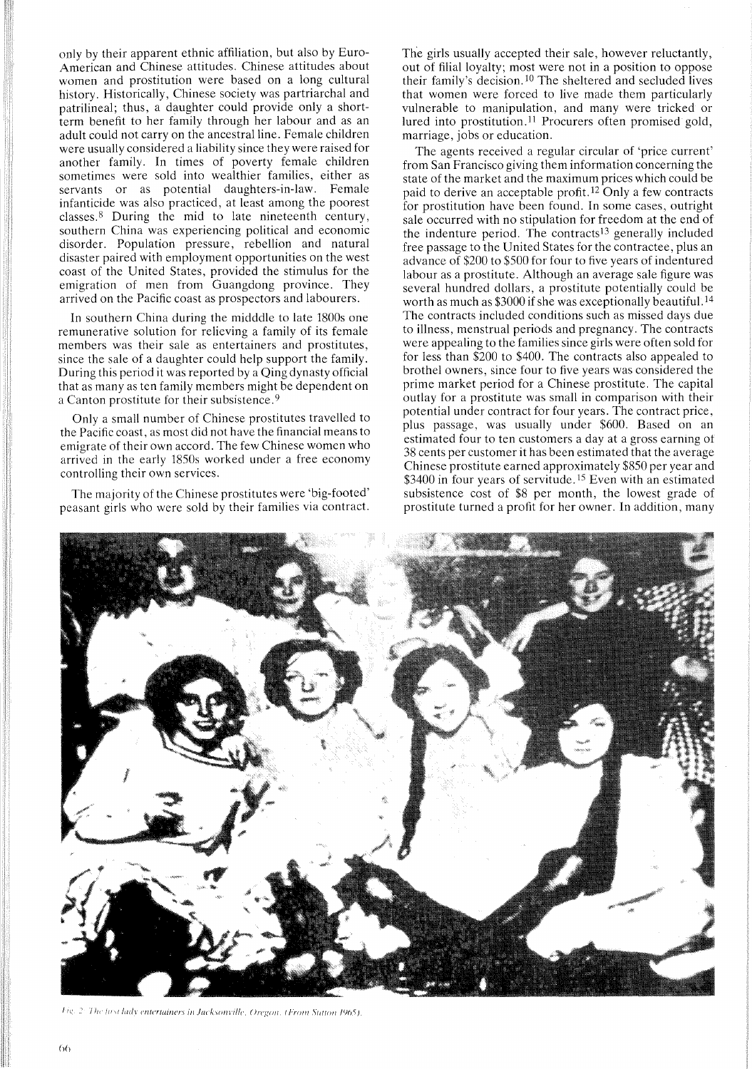only by their apparent ethnic affiliation, but also by Euro-American and Chinese attitudes. Chinese attitudes about women and prostitution were based on a long cultural history. Historically, Chinese society was partriarchal and patrilineal; thus, a daughter could provide only a short-term benefit to her family through her labour and as an adult could not carry on the ancestral line. Female children were usually considered a liability since they were raised for another family. In times of poverty female children sometimes were sold into wealthier families, either as servants or as potential daughters-in-law. Female infanticide was also practiced, at least among the poorest classes.[8] During the mid to late nineteenth century, southern China was experiencing political and economic disorder. Population pressure, rebellion and natural disaster paired with employment opportunities on the west coast of the United States, provided the stimulus for the emigration of men from Guangdong province. They arrived on the Pacific coast as prospectors and labourers.

In southern China during the midddle to late 1800s one remunerative solution for relieving a family of its female members was their sale as entertainers and prostitutes, since the sale of a daughter could help support the family. During this period it was reported by a Qing dynasty official that as many as ten family members might be dependent on a Canton prostitute for their subsistence.[9]

Only a small number of Chinese prostitutes travelled to the Pacific coast, as most did not have the financial means to emigrate of their own accord. The few Chinese women who arrived in the early 1850s worked under a free economy controlling their own services.

The majority of the Chinese prostitutes were 'big-footed' peasant girls who were sold by their families via contract. The girls usually accepted their sale, however reluctantly, out of filial loyalty; most were not in a position to oppose their family's decision.[10] The sheltered and secluded lives that women were forced to live made them particularly vulnerable to manipulation, and many were tricked or lured into prostitution.[11] Procurers often promised gold, marriage, jobs or education.

The agents received a regular circular of 'price current' from San Francisco giving them information concerning the state of the market and the maximum prices which could be paid to derive an acceptable profit.[12] Only a few contracts for prostitution have been found. In some cases, outright sale occurred with no stipulation for freedom at the end of the indenture period. The contracts[13] generally included free passage to the United States for the contractee, plus an advance of \$200 to \$500 for four to five years of indentured labour as a prostitute. Although an average sale figure was several hundred dollars, a prostitute potentially could be worth as much as \$3000 if she was exceptionally beautiful.[14] The contracts included conditions such as missed days due to illness, menstrual periods and pregnancy. The contracts were appealing to the families since girls were often sold for for less than \$200 to \$400. The contracts also appealed to brothel owners, since four to five years was considered the prime market period for a Chinese prostitute. The capital outlay for a prostitute was small in comparison with their potential under contract for four years. The contract price, plus passage, was usually under \$600. Based on an estimated four to ten customers a day at a gross earning of 38 cents per customer it has been estimated that the average Chinese prostitute earned approximately \$850 per year and \$3400 in four years of servitude.[15] Even with an estimated subsistence cost of \$8 per month, the lowest grade of prostitute turned a profit for her owner. In addition, many

*Fig. 2 The lost lady entertainers in Jacksonville, Oregon. (From Sutton 1965).*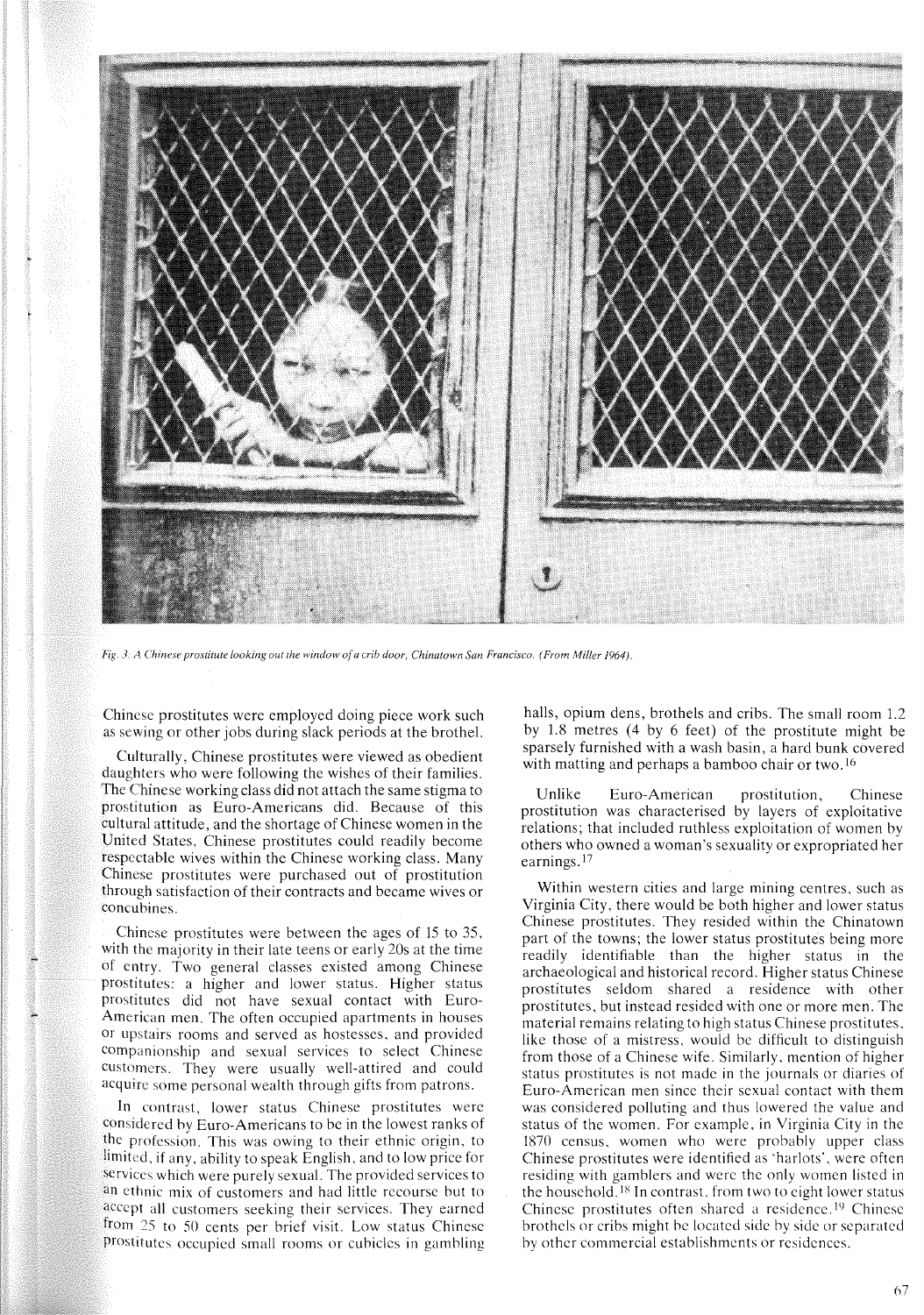*Fig. 3: A Chinese prostitute looking out the window of a crib door, Chinatown San Francisco. (From Miller 1964).*

Chinese prostitutes were employed doing piece work such as sewing or other jobs during slack periods at the brothel.

Culturally, Chinese prostitutes were viewed as obedient daughters who were following the wishes of their families. The Chinese working class did not attach the same stigma to prostitution as Euro-Americans did. Because of this cultural attitude, and the shortage of Chinese women in the United States, Chinese prostitutes could readily become respectable wives within the Chinese working class. Many Chinese prostitutes were purchased out of prostitution through satisfaction of their contracts and became wives or concubines.

Chinese prostitutes were between the ages of 15 to 35, with the majority in their late teens or early 20s at the time of entry. Two general classes existed among Chinese prostitutes: a higher and lower status. Higher status prostitutes did not have sexual contact with Euro-American men. The often occupied apartments in houses or upstairs rooms and served as hostesses, and provided companionship and sexual services to select Chinese customers. They were usually well-attired and could acquire some personal wealth through gifts from patrons.

In contrast, lower status Chinese prostitutes were considered by Euro-Americans to be in the lowest ranks of the profession. This was owing to their ethnic origin, to limited, if any, ability to speak English, and to low price for services which were purely sexual. The provided services to an ethnic mix of customers and had little recourse but to accept all customers seeking their services. They earned from 25 to 50 cents per brief visit. Low status Chinese prostitutes occupied small rooms or cubicles in gambling halls, opium dens, brothels and cribs. The small room 1.2 by 1.8 metres (4 by 6 feet) of the prostitute might be sparsely furnished with a wash basin, a hard bunk covered with matting and perhaps a bamboo chair or two.[16]

Unlike Euro-American prostitution, Chinese prostitution was characterised by layers of exploitative relations; that included ruthless exploitation of women by others who owned a woman's sexuality or expropriated her earnings.[17]

Within western cities and large mining centres, such as Virginia City, there would be both higher and lower status Chinese prostitutes. They resided within the Chinatown part of the towns; the lower status prostitutes being more readily identifiable than the higher status in the archaeological and historical record. Higher status Chinese prostitutes seldom shared a residence with other prostitutes, but instead resided with one or more men. The material remains relating to high status Chinese prostitutes, like those of a mistress, would be difficult to distinguish from those of a Chinese wife. Similarly, mention of higher status prostitutes is not made in the journals or diaries of Euro-American men since their sexual contact with them was considered polluting and thus lowered the value and status of the women. For example, in Virginia City in the 1870 census, women who were probably upper class Chinese prostitutes were identified as 'harlots', were often residing with gamblers and were the only women listed in the household.[18] In contrast, from two to eight lower status Chinese prostitutes often shared a residence.[19] Chinese brothels or cribs might be located side by side or separated by other commercial establishments or residences.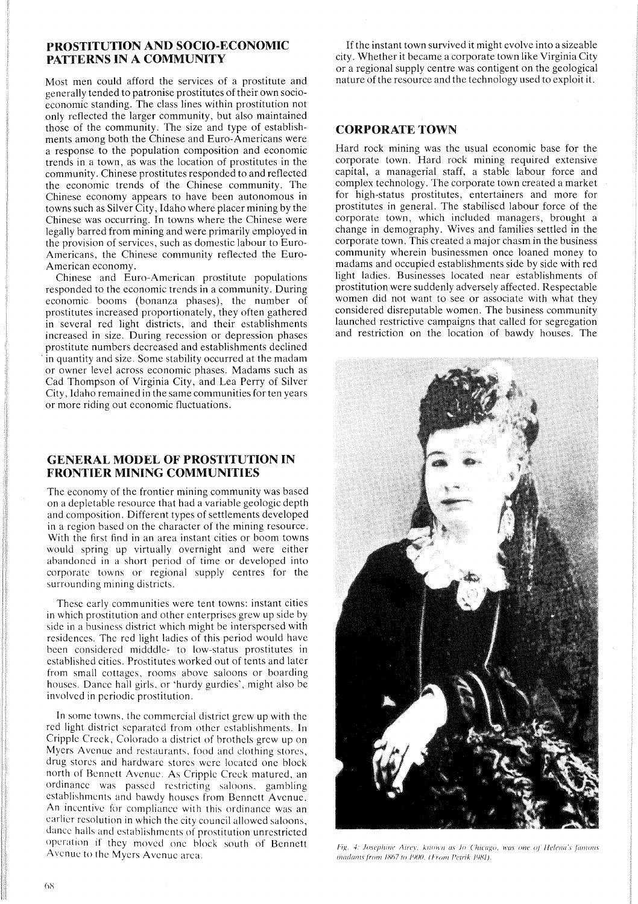## PROSTITUTION AND SOCIO-ECONOMIC PATTERNS IN A COMMUNITY

Most men could afford the services of a prostitute and generally tended to patronise prostitutes of their own socio-economic standing. The class lines within prostitution not only reflected the larger community, but also maintained those of the community. The size and type of establishments among both the Chinese and Euro-Americans were a response to the population composition and economic trends in a town, as was the location of prostitutes in the community. Chinese prostitutes responded to and reflected the economic trends of the Chinese community. The Chinese economy appears to have been autonomous in towns such as Silver City, Idaho where placer mining by the Chinese was occurring. In towns where the Chinese were legally barred from mining and were primarily employed in the provision of services, such as domestic labour to Euro-Americans, the Chinese community reflected the Euro-American economy.

Chinese and Euro-American prostitute populations responded to the economic trends in a community. During economic booms (bonanza phases), the number of prostitutes increased proportionately, they often gathered in several red light districts, and their establishments increased in size. During recession or depression phases prostitute numbers decreased and establishments declined in quantity and size. Some stability occurred at the madam or owner level across economic phases. Madams such as Cad Thompson of Virginia City, and Lea Perry of Silver City, Idaho remained in the same communities for ten years or more riding out economic fluctuations.

## GENERAL MODEL OF PROSTITUTION IN FRONTIER MINING COMMUNITIES

The economy of the frontier mining community was based on a depletable resource that had a variable geologic depth and composition. Different types of settlements developed in a region based on the character of the mining resource. With the first find in an area instant cities or boom towns would spring up virtually overnight and were either abandoned in a short period of time or developed into corporate towns or regional supply centres for the surrounding mining districts.

These early communities were tent towns: instant cities in which prostitution and other enterprises grew up side by side in a business district which might be interspersed with residences. The red light ladies of this period would have been considered midddle- to low-status prostitutes in established cities. Prostitutes worked out of tents and later from small cottages, rooms above saloons or boarding houses. Dance hall girls, or 'hurdy gurdies', might also be involved in periodic prostitution.

In some towns, the commercial district grew up with the red light district separated from other establishments. In Cripple Creek, Colorado a district of brothels grew up on Myers Avenue and restaurants, food and clothing stores, drug stores and hardware stores were located one block north of Bennett Avenue. As Cripple Creek matured, an ordinance was passed restricting saloons, gambling establishments and bawdy houses from Bennett Avenue. An incentive for compliance with this ordinance was an earlier resolution in which the city council allowed saloons, dance halls and establishments of prostitution unrestricted operation if they moved one block south of Bennett Avenue to the Myers Avenue area.

If the instant town survived it might evolve into a sizeable city. Whether it became a corporate town like Virginia City or a regional supply centre was contigent on the geological nature of the resource and the technology used to exploit it.

## CORPORATE TOWN

Hard rock mining was the usual economic base for the corporate town. Hard rock mining required extensive capital, a managerial staff, a stable labour force and complex technology. The corporate town created a market for high-status prostitutes, entertainers and more for prostitutes in general. The stabilised labour force of the corporate town, which included managers, brought a change in demography. Wives and families settled in the corporate town. This created a major chasm in the business community wherein businessmen once loaned money to madams and occupied establishments side by side with red light ladies. Businesses located near establishments of prostitution were suddenly adversely affected. Respectable women did not want to see or associate with what they considered disreputable women. The business community launched restrictive campaigns that called for segregation and restriction on the location of bawdy houses. The

*Fig. 4: Josephine Airey, known as Jo Chicago, was one of Helena's famous madams from 1867 to 1900. (From Petrik 1981).*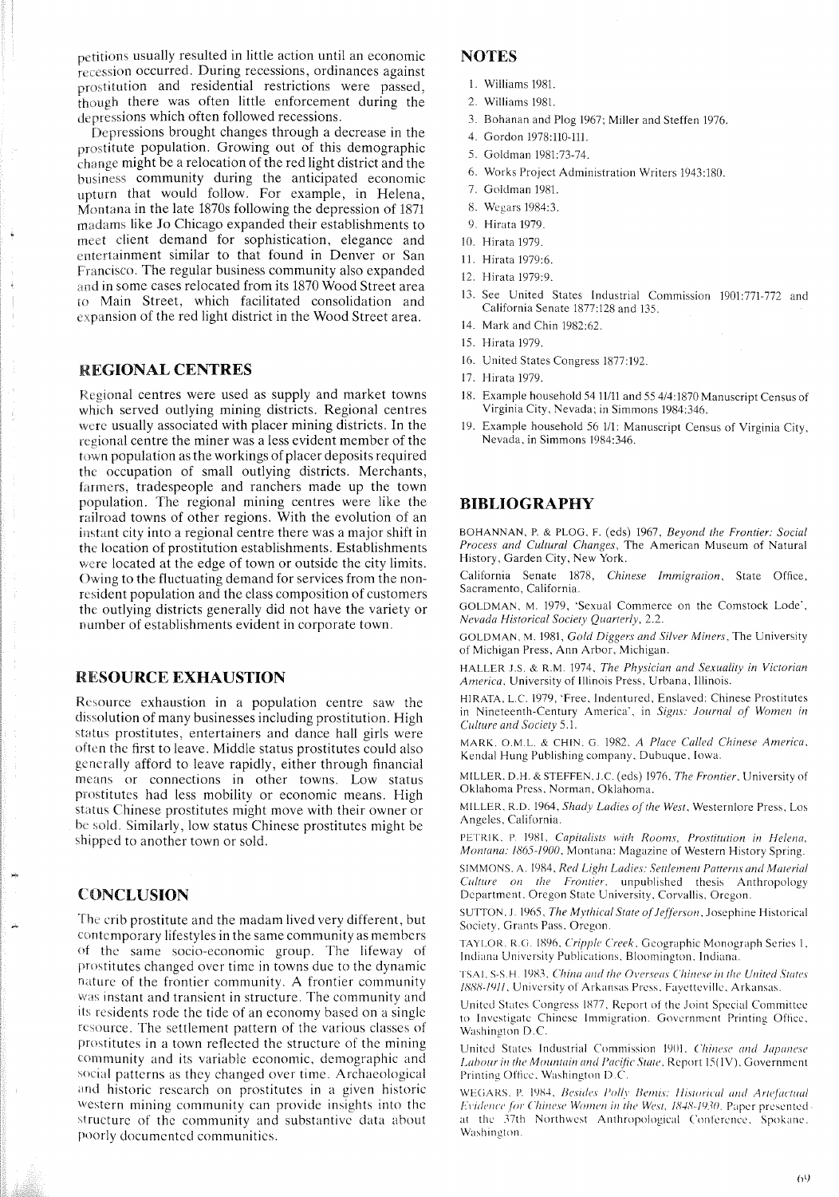petitions usually resulted in little action until an economic recession occurred. During recessions, ordinances against prostitution and residential restrictions were passed, though there was often little enforcement during the depressions which often followed recessions.

Depressions brought changes through a decrease in the prostitute population. Growing out of this demographic change might be a relocation of the red light district and the business community during the anticipated economic upturn that would follow. For example, in Helena, Montana in the late 1870s following the depression of 1871 madams like Jo Chicago expanded their establishments to meet client demand for sophistication, elegance and entertainment similar to that found in Denver or San Francisco. The regular business community also expanded and in some cases relocated from its 1870 Wood Street area to Main Street, which facilitated consolidation and expansion of the red light district in the Wood Street area.

## REGIONAL CENTRES

Regional centres were used as supply and market towns which served outlying mining districts. Regional centres were usually associated with placer mining districts. In the regional centre the miner was a less evident member of the town population as the workings of placer deposits required the occupation of small outlying districts. Merchants, farmers, tradespeople and ranchers made up the town population. The regional mining centres were like the railroad towns of other regions. With the evolution of an instant city into a regional centre there was a major shift in the location of prostitution establishments. Establishments were located at the edge of town or outside the city limits. Owing to the fluctuating demand for services from the non-resident population and the class composition of customers the outlying districts generally did not have the variety or number of establishments evident in corporate town.

## RESOURCE EXHAUSTION

Resource exhaustion in a population centre saw the dissolution of many businesses including prostitution. High status prostitutes, entertainers and dance hall girls were often the first to leave. Middle status prostitutes could also generally afford to leave rapidly, either through financial means or connections in other towns. Low status prostitutes had less mobility or economic means. High status Chinese prostitutes might move with their owner or be sold. Similarly, low status Chinese prostitutes might be shipped to another town or sold.

## CONCLUSION

The crib prostitute and the madam lived very different, but contemporary lifestyles in the same community as members of the same socio-economic group. The lifeway of prostitutes changed over time in towns due to the dynamic nature of the frontier community. A frontier community was instant and transient in structure. The community and its residents rode the tide of an economy based on a single resource. The settlement pattern of the various classes of prostitutes in a town reflected the structure of the mining community and its variable economic, demographic and social patterns as they changed over time. Archaeological and historic research on prostitutes in a given historic western mining community can provide insights into the structure of the community and substantive data about poorly documented communities.

## NOTES

1. Williams 1981.
2. Williams 1981.
3. Bohanan and Plog 1967; Miller and Steffen 1976.
4. Gordon 1978:110-111.
5. Goldman 1981:73-74.
6. Works Project Administration Writers 1943:180.
7. Goldman 1981.
8. Wegars 1984:3.
9. Hirata 1979.
10. Hirata 1979.
11. Hirata 1979:6.
12. Hirata 1979:9.
13. See United States Industrial Commission 1901:771-772 and California Senate 1877:128 and 135.
14. Mark and Chin 1982:62.
15. Hirata 1979.
16. United States Congress 1877:192.
17. Hirata 1979.
18. Example household 54 11/11 and 55 4/4:1870 Manuscript Census of Virginia City, Nevada; in Simmons 1984:346.
19. Example household 56 1/1: Manuscript Census of Virginia City, Nevada, in Simmons 1984:346.

## BIBLIOGRAPHY

BOHANNAN, P. & PLOG, F. (eds) 1967, *Beyond the Frontier: Social Process and Cultural Changes*, The American Museum of Natural History, Garden City, New York.

California Senate 1878, *Chinese Immigration*, State Office, Sacramento, California.

GOLDMAN, M. 1979, 'Sexual Commerce on the Comstock Lode', *Nevada Historical Society Quarterly*, 2.2.

GOLDMAN, M. 1981, *Gold Diggers and Silver Miners*, The University of Michigan Press, Ann Arbor, Michigan.

HALLER J.S. & R.M. 1974, *The Physician and Sexuality in Victorian America*, University of Illinois Press, Urbana, Illinois.

HIRATA, L.C. 1979, 'Free, Indentured, Enslaved: Chinese Prostitutes in Nineteenth-Century America', in *Signs: Journal of Women in Culture and Society* 5.1.

MARK, O.M.L. & CHIN, G. 1982, *A Place Called Chinese America*, Kendal Hung Publishing company, Dubuque, Iowa.

MILLER, D.H. & STEFFEN, J.C. (eds) 1976, *The Frontier*, University of Oklahoma Press, Norman, Oklahoma.

MILLER, R.D. 1964, *Shady Ladies of the West*, Westernlore Press, Los Angeles, California.

PETRIK, P. 1981, *Capitalists with Rooms, Prostitution in Helena, Montana: 1865-1900*, Montana: Magazine of Western History Spring.

SIMMONS, A. 1984, *Red Light Ladies: Settlement Patterns and Material Culture on the Frontier*, unpublished thesis Anthropology Department, Oregon State University, Corvallis, Oregon.

SUTTON, J. 1965, *The Mythical State of Jefferson*, Josephine Historical Society, Grants Pass, Oregon.

TAYLOR, R.G. 1896, *Cripple Creek*, Geographic Monograph Series 1, Indiana University Publications, Bloomington, Indiana.

TSAI, S-S.H. 1983, *China and the Overseas Chinese in the United States 1888-1911*, University of Arkansas Press, Fayetteville, Arkansas.

United States Congress 1877, Report of the Joint Special Committee to Investigate Chinese Immigration. Government Printing Office, Washington D.C.

United States Industrial Commission 1901, *Chinese and Japanese Labour in the Mountain and Pacific State*, Report 15(IV), Government Printing Office, Washington D.C.

WEGARS, P. 1984, *Besides Polly Bemis: Historical and Artefactual Evidence for Chinese Women in the West, 1848-1930*. Paper presented at the 37th Northwest Anthropological Conference, Spokane, Washington.